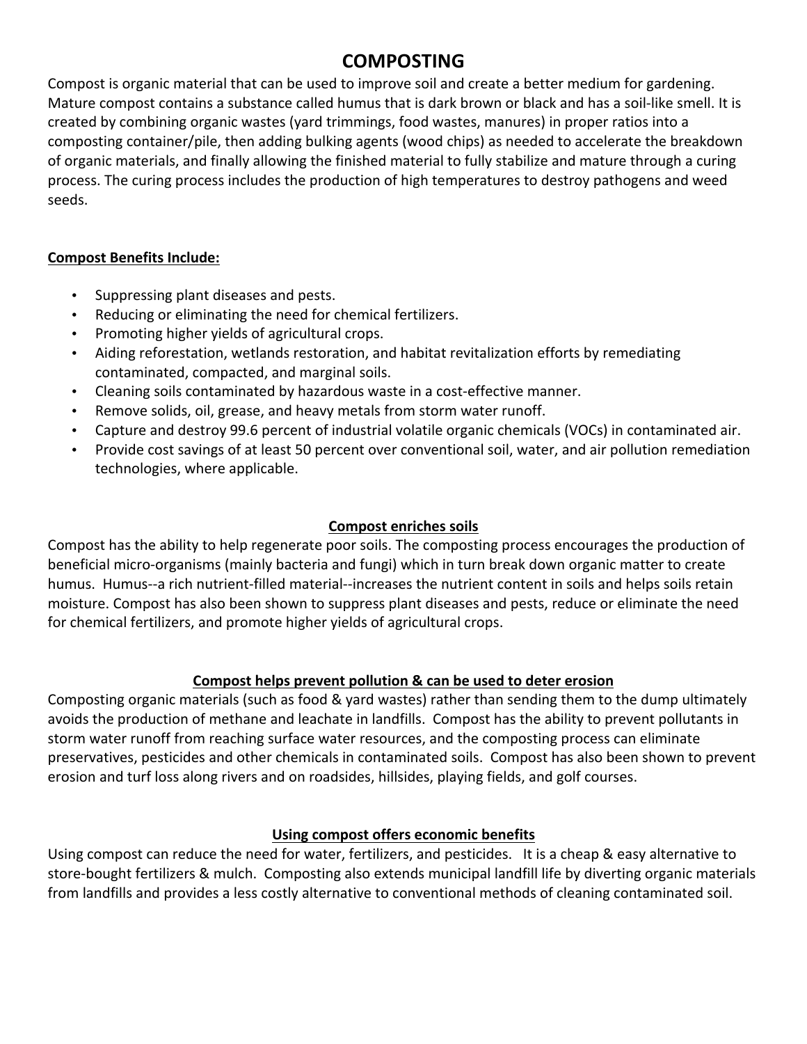# COMPOSTING

Compost is organic material that can be used to improve soil and create a better medium for gardening. Mature compost contains a substance called humus that is dark brown or black and has a soil-like smell. It is created by combining organic wastes (yard trimmings, food wastes, manures) in proper ratios into a composting container/pile, then adding bulking agents (wood chips) as needed to accelerate the breakdown of organic materials, and finally allowing the finished material to fully stabilize and mature through a curing process. The curing process includes the production of high temperatures to destroy pathogens and weed seeds.

**Compost Benefits Include:**

- Suppressing plant diseases and pests.
- Reducing or eliminating the need for chemical fertilizers.
- Promoting higher yields of agricultural crops.
- Aiding reforestation, wetlands restoration, and habitat revitalization efforts by remediating contaminated, compacted, and marginal soils.
- Cleaning soils contaminated by hazardous waste in a cost-effective manner.
- Remove solids, oil, grease, and heavy metals from storm water runoff.
- Capture and destroy 99.6 percent of industrial volatile organic chemicals (VOCs) in contaminated air.
- Provide cost savings of at least 50 percent over conventional soil, water, and air pollution remediation technologies, where applicable.

## Compost enriches soils

Compost has the ability to help regenerate poor soils. The composting process encourages the production of beneficial micro-organisms (mainly bacteria and fungi) which in turn break down organic matter to create humus. Humus--a rich nutrient-filled material--increases the nutrient content in soils and helps soils retain moisture. Compost has also been shown to suppress plant diseases and pests, reduce or eliminate the need for chemical fertilizers, and promote higher yields of agricultural crops.

## Compost helps prevent pollution & can be used to deter erosion

Composting organic materials (such as food & yard wastes) rather than sending them to the dump ultimately avoids the production of methane and leachate in landfills. Compost has the ability to prevent pollutants in storm water runoff from reaching surface water resources, and the composting process can eliminate preservatives, pesticides and other chemicals in contaminated soils. Compost has also been shown to prevent erosion and turf loss along rivers and on roadsides, hillsides, playing fields, and golf courses.

## Using compost offers economic benefits

Using compost can reduce the need for water, fertilizers, and pesticides. It is a cheap & easy alternative to store-bought fertilizers & mulch. Composting also extends municipal landfill life by diverting organic materials from landfills and provides a less costly alternative to conventional methods of cleaning contaminated soil.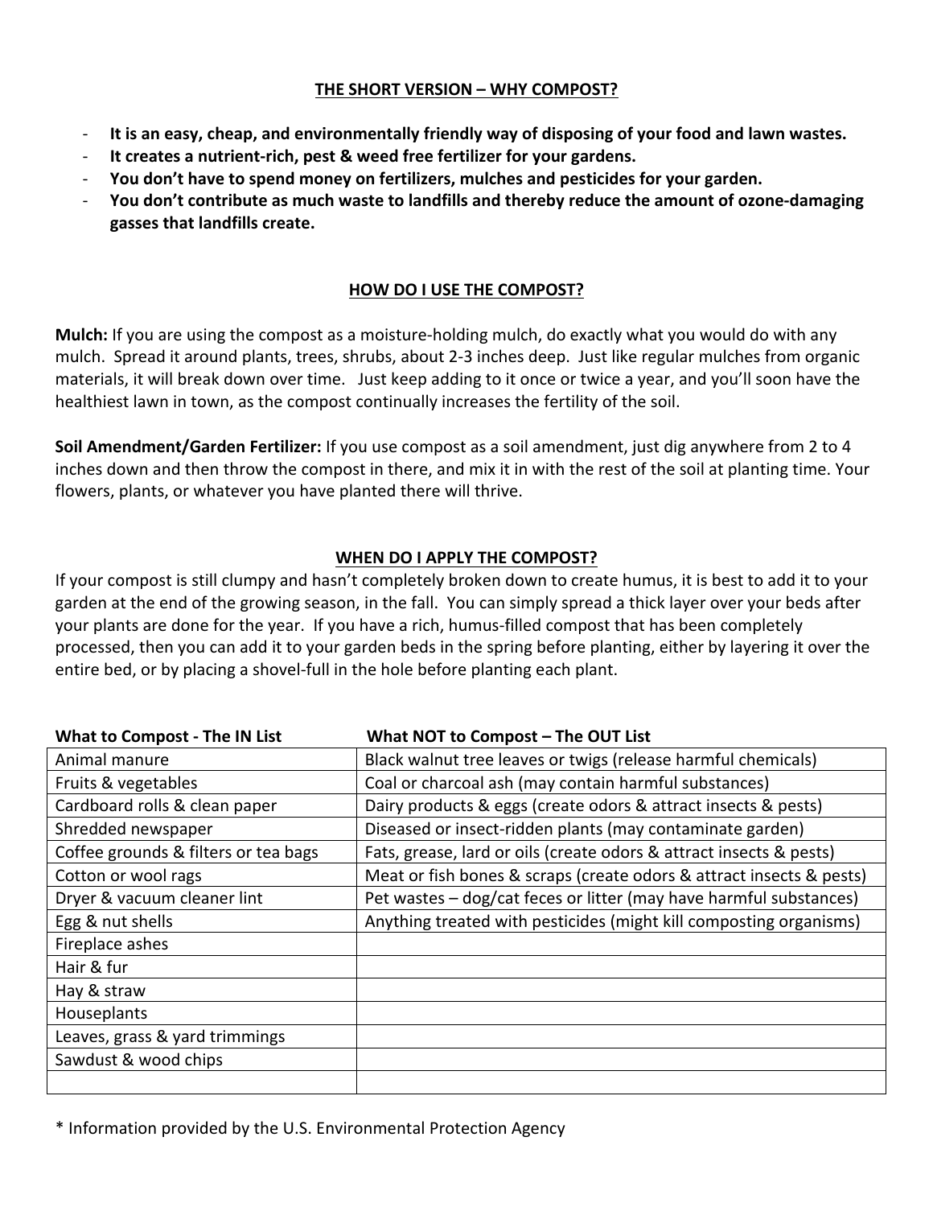## THE SHORT VERSION – WHY COMPOST?

- **It is an easy, cheap, and environmentally friendly way of disposing of your food and lawn wastes.**
- **It creates a nutrient-rich, pest & weed free fertilizer for your gardens.**
- **You don't have to spend money on fertilizers, mulches and pesticides for your garden.**
- **You don't contribute as much waste to landfills and thereby reduce the amount of ozone-damaging gasses that landfills create.**

## HOW DO I USE THE COMPOST?

**Mulch:** If you are using the compost as a moisture-holding mulch, do exactly what you would do with any mulch. Spread it around plants, trees, shrubs, about 2-3 inches deep. Just like regular mulches from organic materials, it will break down over time. Just keep adding to it once or twice a year, and you'll soon have the healthiest lawn in town, as the compost continually increases the fertility of the soil.

**Soil Amendment/Garden Fertilizer:** If you use compost as a soil amendment, just dig anywhere from 2 to 4 inches down and then throw the compost in there, and mix it in with the rest of the soil at planting time. Your flowers, plants, or whatever you have planted there will thrive.

## WHEN DO I APPLY THE COMPOST?

If your compost is still clumpy and hasn't completely broken down to create humus, it is best to add it to your garden at the end of the growing season, in the fall. You can simply spread a thick layer over your beds after your plants are done for the year. If you have a rich, humus-filled compost that has been completely processed, then you can add it to your garden beds in the spring before planting, either by layering it over the entire bed, or by placing a shovel-full in the hole before planting each plant.

| **What to Compost - The IN List** | **What NOT to Compost – The OUT List** |
|---|---|
| Animal manure | Black walnut tree leaves or twigs (release harmful chemicals) |
| Fruits & vegetables | Coal or charcoal ash (may contain harmful substances) |
| Cardboard rolls & clean paper | Dairy products & eggs (create odors & attract insects & pests) |
| Shredded newspaper | Diseased or insect-ridden plants (may contaminate garden) |
| Coffee grounds & filters or tea bags | Fats, grease, lard or oils (create odors & attract insects & pests) |
| Cotton or wool rags | Meat or fish bones & scraps (create odors & attract insects & pests) |
| Dryer & vacuum cleaner lint | Pet wastes – dog/cat feces or litter (may have harmful substances) |
| Egg & nut shells | Anything treated with pesticides (might kill composting organisms) |
| Fireplace ashes | |
| Hair & fur | |
| Hay & straw | |
| Houseplants | |
| Leaves, grass & yard trimmings | |
| Sawdust & wood chips | |
| | |

* Information provided by the U.S. Environmental Protection Agency